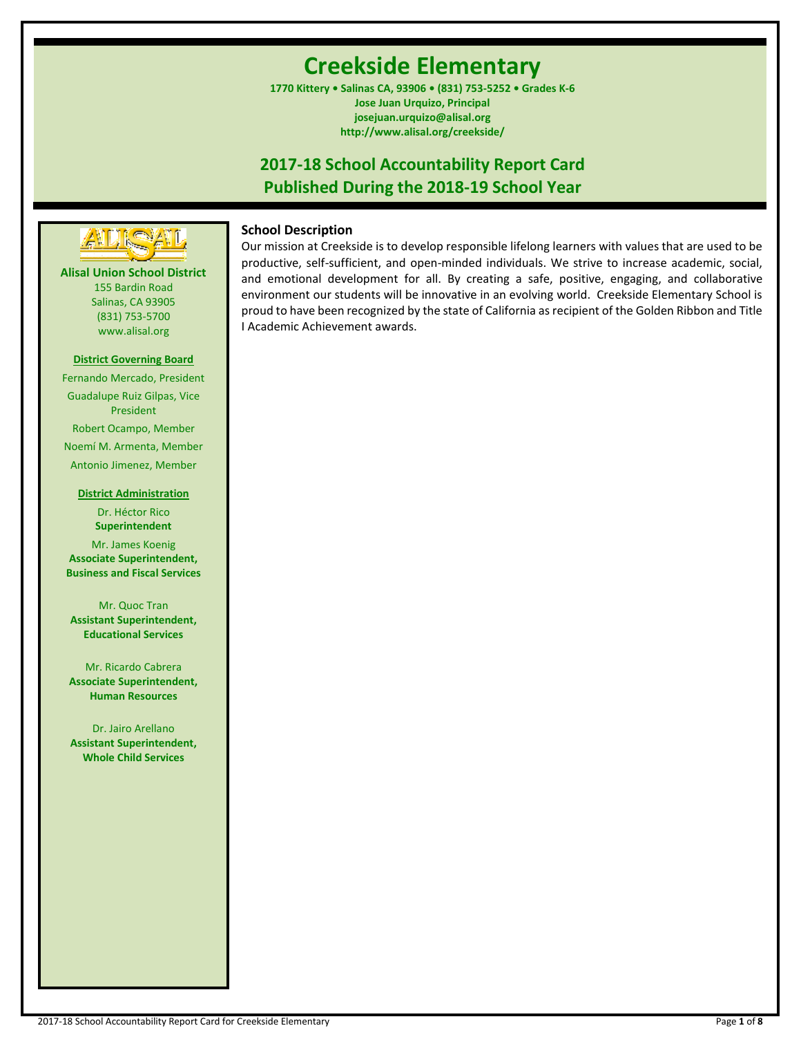# Creekside Elementary

**1770 Kittery • Salinas CA, 93906 • (831) 753-5252 • Grades K-6**
**Jose Juan Urquizo, Principal**
**josejuan.urquizo@alisal.org**
**http://www.alisal.org/creekside/**

## 2017-18 School Accountability Report Card
## Published During the 2018-19 School Year

**Alisal Union School District**
155 Bardin Road
Salinas, CA 93905
(831) 753-5700
www.alisal.org

**District Governing Board**

Fernando Mercado, President
Guadalupe Ruiz Gilpas, Vice President
Robert Ocampo, Member
Noemí M. Armenta, Member
Antonio Jimenez, Member

**District Administration**

Dr. Héctor Rico
**Superintendent**

Mr. James Koenig
**Associate Superintendent, Business and Fiscal Services**

Mr. Quoc Tran
**Assistant Superintendent, Educational Services**

Mr. Ricardo Cabrera
**Associate Superintendent, Human Resources**

Dr. Jairo Arellano
**Assistant Superintendent, Whole Child Services**

### School Description

Our mission at Creekside is to develop responsible lifelong learners with values that are used to be productive, self-sufficient, and open-minded individuals. We strive to increase academic, social, and emotional development for all. By creating a safe, positive, engaging, and collaborative environment our students will be innovative in an evolving world. Creekside Elementary School is proud to have been recognized by the state of California as recipient of the Golden Ribbon and Title I Academic Achievement awards.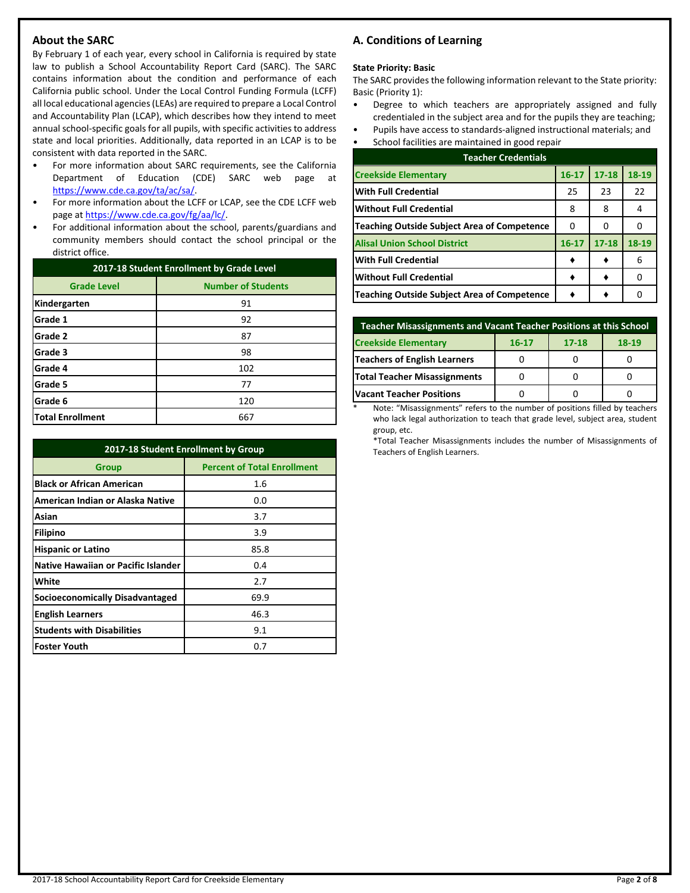## About the SARC

By February 1 of each year, every school in California is required by state law to publish a School Accountability Report Card (SARC). The SARC contains information about the condition and performance of each California public school. Under the Local Control Funding Formula (LCFF) all local educational agencies (LEAs) are required to prepare a Local Control and Accountability Plan (LCAP), which describes how they intend to meet annual school-specific goals for all pupils, with specific activities to address state and local priorities. Additionally, data reported in an LCAP is to be consistent with data reported in the SARC.

- For more information about SARC requirements, see the California Department of Education (CDE) SARC web page at https://www.cde.ca.gov/ta/ac/sa/.
- For more information about the LCFF or LCAP, see the CDE LCFF web page at https://www.cde.ca.gov/fg/aa/lc/.
- For additional information about the school, parents/guardians and community members should contact the school principal or the district office.

| 2017-18 Student Enrollment by Grade Level | |
|---|---|
| **Grade Level** | **Number of Students** |
| Kindergarten | 91 |
| Grade 1 | 92 |
| Grade 2 | 87 |
| Grade 3 | 98 |
| Grade 4 | 102 |
| Grade 5 | 77 |
| Grade 6 | 120 |
| Total Enrollment | 667 |

| 2017-18 Student Enrollment by Group | |
|---|---|
| **Group** | **Percent of Total Enrollment** |
| Black or African American | 1.6 |
| American Indian or Alaska Native | 0.0 |
| Asian | 3.7 |
| Filipino | 3.9 |
| Hispanic or Latino | 85.8 |
| Native Hawaiian or Pacific Islander | 0.4 |
| White | 2.7 |
| Socioeconomically Disadvantaged | 69.9 |
| English Learners | 46.3 |
| Students with Disabilities | 9.1 |
| Foster Youth | 0.7 |

## A. Conditions of Learning

**State Priority: Basic**

The SARC provides the following information relevant to the State priority: Basic (Priority 1):

- Degree to which teachers are appropriately assigned and fully credentialed in the subject area and for the pupils they are teaching;
- Pupils have access to standards-aligned instructional materials; and
- School facilities are maintained in good repair

| Teacher Credentials | | | |
|---|---|---|---|
| **Creekside Elementary** | **16-17** | **17-18** | **18-19** |
| With Full Credential | 25 | 23 | 22 |
| Without Full Credential | 8 | 8 | 4 |
| Teaching Outside Subject Area of Competence | 0 | 0 | 0 |
| **Alisal Union School District** | **16-17** | **17-18** | **18-19** |
| With Full Credential | ♦ | ♦ | 6 |
| Without Full Credential | ♦ | ♦ | 0 |
| Teaching Outside Subject Area of Competence | ♦ | ♦ | 0 |

| Teacher Misassignments and Vacant Teacher Positions at this School | | | |
|---|---|---|---|
| **Creekside Elementary** | **16-17** | **17-18** | **18-19** |
| Teachers of English Learners | 0 | 0 | 0 |
| Total Teacher Misassignments | 0 | 0 | 0 |
| Vacant Teacher Positions | 0 | 0 | 0 |

\* Note: "Misassignments" refers to the number of positions filled by teachers who lack legal authorization to teach that grade level, subject area, student group, etc.

*Total Teacher Misassignments includes the number of Misassignments of Teachers of English Learners.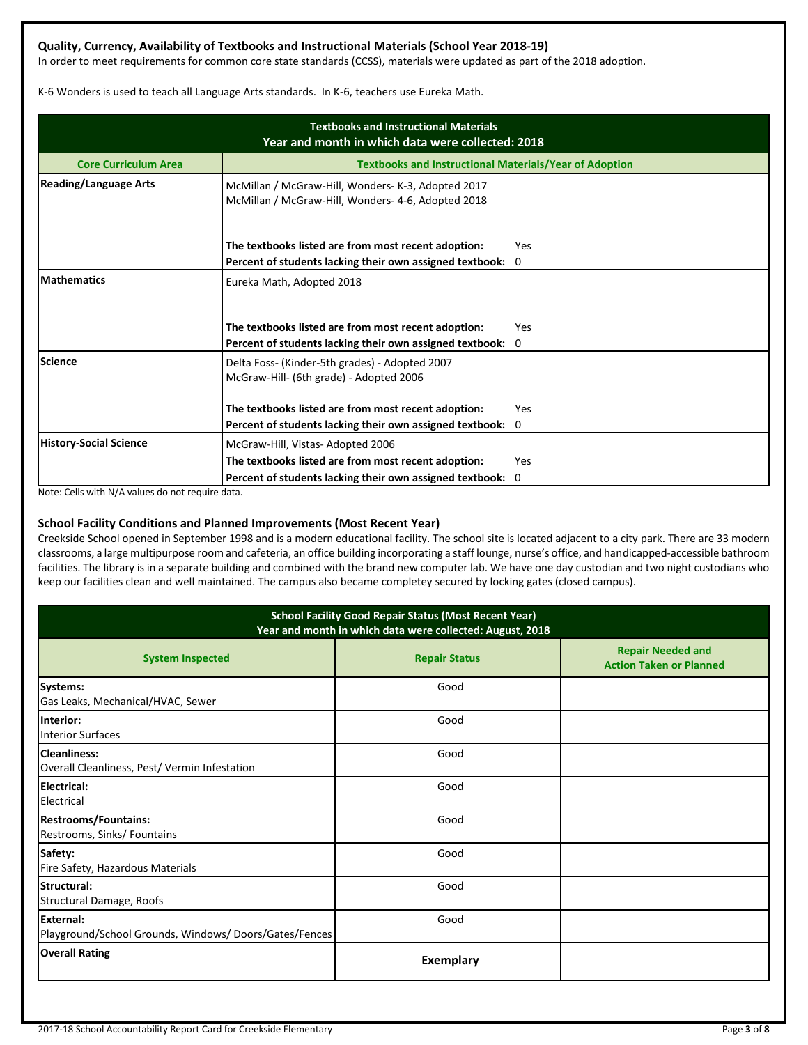### Quality, Currency, Availability of Textbooks and Instructional Materials (School Year 2018-19)

In order to meet requirements for common core state standards (CCSS), materials were updated as part of the 2018 adoption.

K-6 Wonders is used to teach all Language Arts standards. In K-6, teachers use Eureka Math.

| Textbooks and Instructional Materials<br>Year and month in which data were collected: 2018 | |
|---|---|
| **Core Curriculum Area** | **Textbooks and Instructional Materials/Year of Adoption** |
| **Reading/Language Arts** | McMillan / McGraw-Hill, Wonders- K-3, Adopted 2017<br>McMillan / McGraw-Hill, Wonders- 4-6, Adopted 2018<br><br>**The textbooks listed are from most recent adoption:** Yes<br>**Percent of students lacking their own assigned textbook:** 0 |
| **Mathematics** | Eureka Math, Adopted 2018<br><br>**The textbooks listed are from most recent adoption:** Yes<br>**Percent of students lacking their own assigned textbook:** 0 |
| **Science** | Delta Foss- (Kinder-5th grades) - Adopted 2007<br>McGraw-Hill- (6th grade) - Adopted 2006<br><br>**The textbooks listed are from most recent adoption:** Yes<br>**Percent of students lacking their own assigned textbook:** 0 |
| **History-Social Science** | McGraw-Hill, Vistas- Adopted 2006<br>**The textbooks listed are from most recent adoption:** Yes<br>**Percent of students lacking their own assigned textbook:** 0 |

Note: Cells with N/A values do not require data.

### School Facility Conditions and Planned Improvements (Most Recent Year)

Creekside School opened in September 1998 and is a modern educational facility. The school site is located adjacent to a city park. There are 33 modern classrooms, a large multipurpose room and cafeteria, an office building incorporating a staff lounge, nurse's office, and handicapped-accessible bathroom facilities. The library is in a separate building and combined with the brand new computer lab. We have one day custodian and two night custodians who keep our facilities clean and well maintained. The campus also became completey secured by locking gates (closed campus).

| School Facility Good Repair Status (Most Recent Year)<br>Year and month in which data were collected: August, 2018 | | |
|---|---|---|
| **System Inspected** | **Repair Status** | **Repair Needed and Action Taken or Planned** |
| **Systems:**<br>Gas Leaks, Mechanical/HVAC, Sewer | Good | |
| **Interior:**<br>Interior Surfaces | Good | |
| **Cleanliness:**<br>Overall Cleanliness, Pest/ Vermin Infestation | Good | |
| **Electrical:**<br>Electrical | Good | |
| **Restrooms/Fountains:**<br>Restrooms, Sinks/ Fountains | Good | |
| **Safety:**<br>Fire Safety, Hazardous Materials | Good | |
| **Structural:**<br>Structural Damage, Roofs | Good | |
| **External:**<br>Playground/School Grounds, Windows/ Doors/Gates/Fences | Good | |
| **Overall Rating** | **Exemplary** | |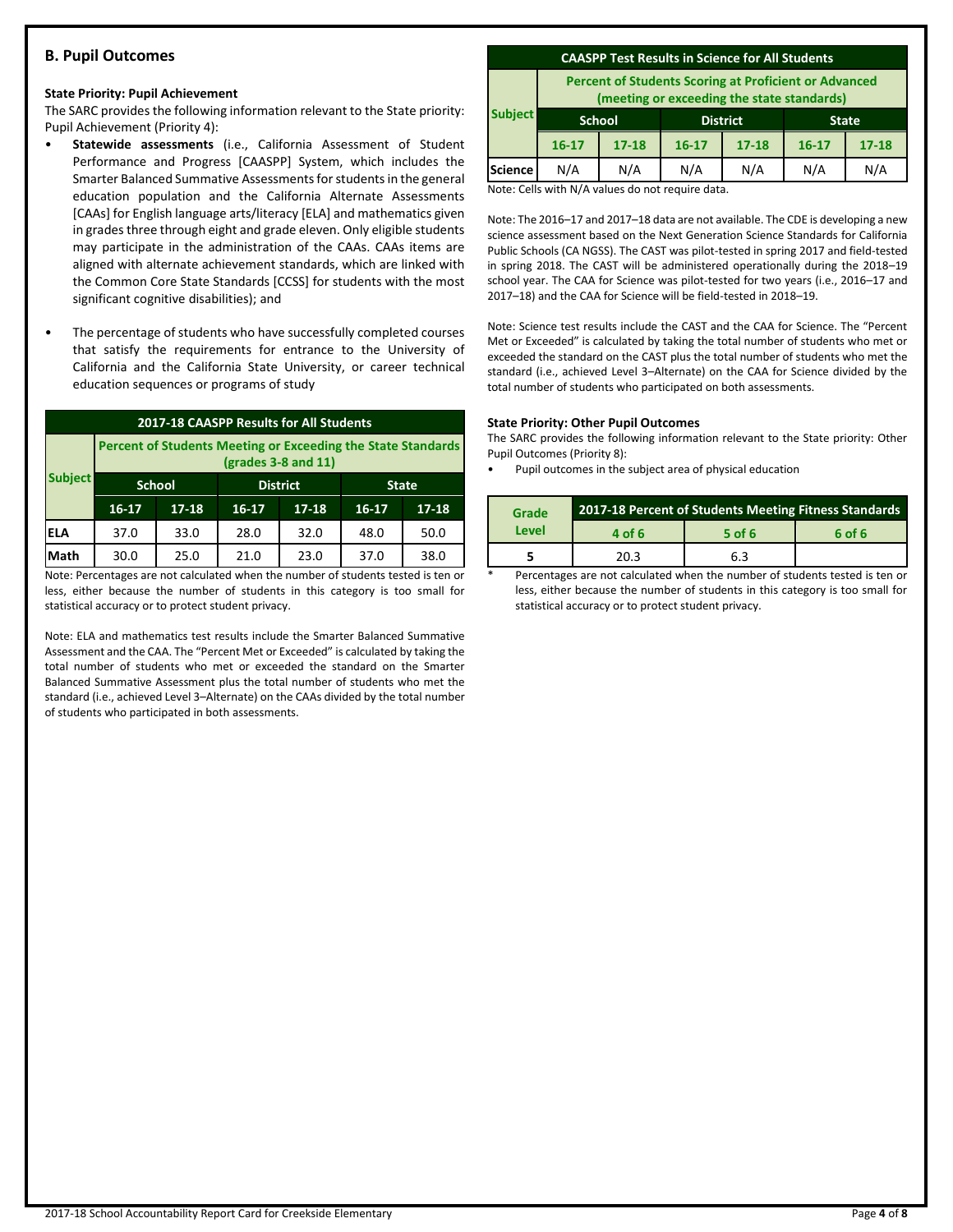## B. Pupil Outcomes

**State Priority: Pupil Achievement**

The SARC provides the following information relevant to the State priority: Pupil Achievement (Priority 4):

- **Statewide assessments** (i.e., California Assessment of Student Performance and Progress [CAASPP] System, which includes the Smarter Balanced Summative Assessments for students in the general education population and the California Alternate Assessments [CAAs] for English language arts/literacy [ELA] and mathematics given in grades three through eight and grade eleven. Only eligible students may participate in the administration of the CAAs. CAAs items are aligned with alternate achievement standards, which are linked with the Common Core State Standards [CCSS] for students with the most significant cognitive disabilities); and
- The percentage of students who have successfully completed courses that satisfy the requirements for entrance to the University of California and the California State University, or career technical education sequences or programs of study

**2017-18 CAASPP Results for All Students**

| Subject | Percent of Students Meeting or Exceeding the State Standards (grades 3-8 and 11) | | | | | |
|---|---|---|---|---|---|---|
| | School | | District | | State | |
| | 16-17 | 17-18 | 16-17 | 17-18 | 16-17 | 17-18 |
| ELA | 37.0 | 33.0 | 28.0 | 32.0 | 48.0 | 50.0 |
| Math | 30.0 | 25.0 | 21.0 | 23.0 | 37.0 | 38.0 |

Note: Percentages are not calculated when the number of students tested is ten or less, either because the number of students in this category is too small for statistical accuracy or to protect student privacy.

Note: ELA and mathematics test results include the Smarter Balanced Summative Assessment and the CAA. The "Percent Met or Exceeded" is calculated by taking the total number of students who met or exceeded the standard on the Smarter Balanced Summative Assessment plus the total number of students who met the standard (i.e., achieved Level 3–Alternate) on the CAAs divided by the total number of students who participated in both assessments.

**CAASPP Test Results in Science for All Students**

| Subject | Percent of Students Scoring at Proficient or Advanced (meeting or exceeding the state standards) | | | | | |
|---|---|---|---|---|---|---|
| | School | | District | | State | |
| | 16-17 | 17-18 | 16-17 | 17-18 | 16-17 | 17-18 |
| Science | N/A | N/A | N/A | N/A | N/A | N/A |

Note: Cells with N/A values do not require data.

Note: The 2016–17 and 2017–18 data are not available. The CDE is developing a new science assessment based on the Next Generation Science Standards for California Public Schools (CA NGSS). The CAST was pilot-tested in spring 2017 and field-tested in spring 2018. The CAST will be administered operationally during the 2018–19 school year. The CAA for Science was pilot-tested for two years (i.e., 2016–17 and 2017–18) and the CAA for Science will be field-tested in 2018–19.

Note: Science test results include the CAST and the CAA for Science. The "Percent Met or Exceeded" is calculated by taking the total number of students who met or exceeded the standard on the CAST plus the total number of students who met the standard (i.e., achieved Level 3–Alternate) on the CAA for Science divided by the total number of students who participated on both assessments.

**State Priority: Other Pupil Outcomes**

The SARC provides the following information relevant to the State priority: Other Pupil Outcomes (Priority 8):

- Pupil outcomes in the subject area of physical education

| Grade Level | 2017-18 Percent of Students Meeting Fitness Standards | | |
|---|---|---|---|
| | 4 of 6 | 5 of 6 | 6 of 6 |
| 5 | 20.3 | 6.3 | |

\* Percentages are not calculated when the number of students tested is ten or less, either because the number of students in this category is too small for statistical accuracy or to protect student privacy.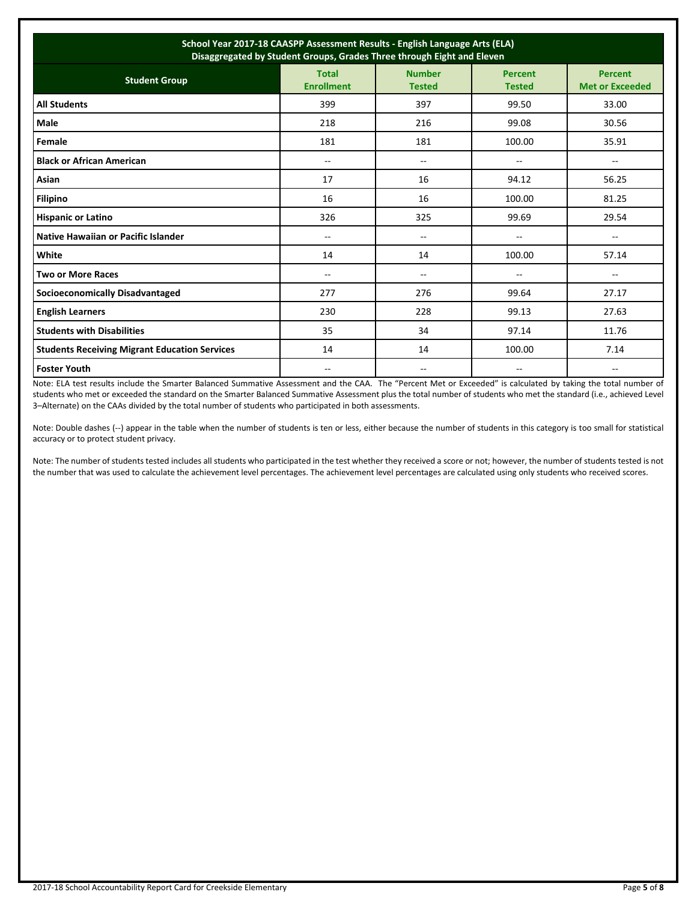| School Year 2017-18 CAASPP Assessment Results - English Language Arts (ELA)<br>Disaggregated by Student Groups, Grades Three through Eight and Eleven | | | | |
|---|---|---|---|---|
| **Student Group** | **Total Enrollment** | **Number Tested** | **Percent Tested** | **Percent Met or Exceeded** |
| **All Students** | 399 | 397 | 99.50 | 33.00 |
| **Male** | 218 | 216 | 99.08 | 30.56 |
| **Female** | 181 | 181 | 100.00 | 35.91 |
| **Black or African American** | -- | -- | -- | -- |
| **Asian** | 17 | 16 | 94.12 | 56.25 |
| **Filipino** | 16 | 16 | 100.00 | 81.25 |
| **Hispanic or Latino** | 326 | 325 | 99.69 | 29.54 |
| **Native Hawaiian or Pacific Islander** | -- | -- | -- | -- |
| **White** | 14 | 14 | 100.00 | 57.14 |
| **Two or More Races** | -- | -- | -- | -- |
| **Socioeconomically Disadvantaged** | 277 | 276 | 99.64 | 27.17 |
| **English Learners** | 230 | 228 | 99.13 | 27.63 |
| **Students with Disabilities** | 35 | 34 | 97.14 | 11.76 |
| **Students Receiving Migrant Education Services** | 14 | 14 | 100.00 | 7.14 |
| **Foster Youth** | -- | -- | -- | -- |

Note: ELA test results include the Smarter Balanced Summative Assessment and the CAA. The "Percent Met or Exceeded" is calculated by taking the total number of students who met or exceeded the standard on the Smarter Balanced Summative Assessment plus the total number of students who met the standard (i.e., achieved Level 3–Alternate) on the CAAs divided by the total number of students who participated in both assessments.

Note: Double dashes (--) appear in the table when the number of students is ten or less, either because the number of students in this category is too small for statistical accuracy or to protect student privacy.

Note: The number of students tested includes all students who participated in the test whether they received a score or not; however, the number of students tested is not the number that was used to calculate the achievement level percentages. The achievement level percentages are calculated using only students who received scores.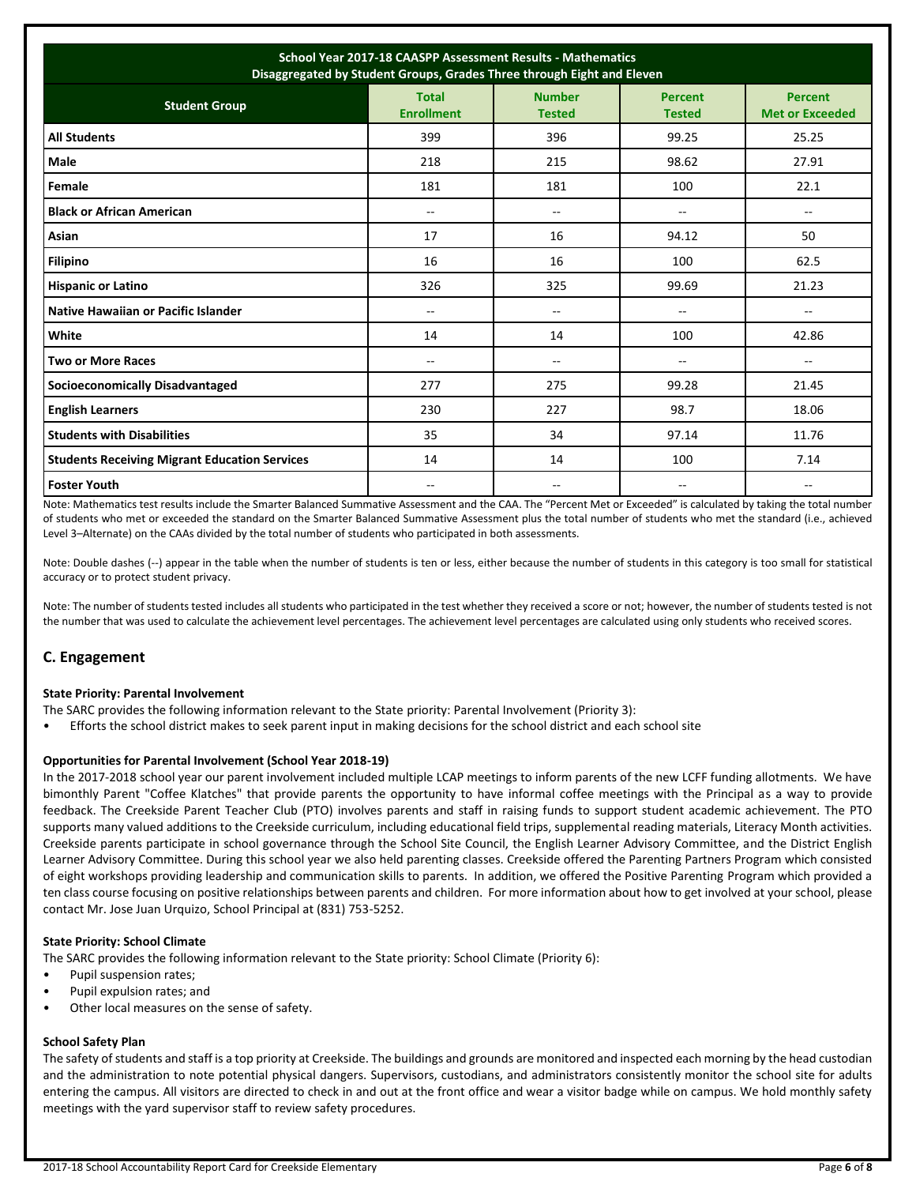| School Year 2017-18 CAASPP Assessment Results - Mathematics Disaggregated by Student Groups, Grades Three through Eight and Eleven | | | | |
|---|---|---|---|---|
| **Student Group** | **Total Enrollment** | **Number Tested** | **Percent Tested** | **Percent Met or Exceeded** |
| **All Students** | 399 | 396 | 99.25 | 25.25 |
| **Male** | 218 | 215 | 98.62 | 27.91 |
| **Female** | 181 | 181 | 100 | 22.1 |
| **Black or African American** | -- | -- | -- | -- |
| **Asian** | 17 | 16 | 94.12 | 50 |
| **Filipino** | 16 | 16 | 100 | 62.5 |
| **Hispanic or Latino** | 326 | 325 | 99.69 | 21.23 |
| **Native Hawaiian or Pacific Islander** | -- | -- | -- | -- |
| **White** | 14 | 14 | 100 | 42.86 |
| **Two or More Races** | -- | -- | -- | -- |
| **Socioeconomically Disadvantaged** | 277 | 275 | 99.28 | 21.45 |
| **English Learners** | 230 | 227 | 98.7 | 18.06 |
| **Students with Disabilities** | 35 | 34 | 97.14 | 11.76 |
| **Students Receiving Migrant Education Services** | 14 | 14 | 100 | 7.14 |
| **Foster Youth** | -- | -- | -- | -- |

Note: Mathematics test results include the Smarter Balanced Summative Assessment and the CAA. The "Percent Met or Exceeded" is calculated by taking the total number of students who met or exceeded the standard on the Smarter Balanced Summative Assessment plus the total number of students who met the standard (i.e., achieved Level 3–Alternate) on the CAAs divided by the total number of students who participated in both assessments.

Note: Double dashes (--) appear in the table when the number of students is ten or less, either because the number of students in this category is too small for statistical accuracy or to protect student privacy.

Note: The number of students tested includes all students who participated in the test whether they received a score or not; however, the number of students tested is not the number that was used to calculate the achievement level percentages. The achievement level percentages are calculated using only students who received scores.

## C. Engagement

**State Priority: Parental Involvement**

The SARC provides the following information relevant to the State priority: Parental Involvement (Priority 3):

- Efforts the school district makes to seek parent input in making decisions for the school district and each school site

**Opportunities for Parental Involvement (School Year 2018-19)**

In the 2017-2018 school year our parent involvement included multiple LCAP meetings to inform parents of the new LCFF funding allotments. We have bimonthly Parent "Coffee Klatches" that provide parents the opportunity to have informal coffee meetings with the Principal as a way to provide feedback. The Creekside Parent Teacher Club (PTO) involves parents and staff in raising funds to support student academic achievement. The PTO supports many valued additions to the Creekside curriculum, including educational field trips, supplemental reading materials, Literacy Month activities. Creekside parents participate in school governance through the School Site Council, the English Learner Advisory Committee, and the District English Learner Advisory Committee. During this school year we also held parenting classes. Creekside offered the Parenting Partners Program which consisted of eight workshops providing leadership and communication skills to parents. In addition, we offered the Positive Parenting Program which provided a ten class course focusing on positive relationships between parents and children. For more information about how to get involved at your school, please contact Mr. Jose Juan Urquizo, School Principal at (831) 753-5252.

**State Priority: School Climate**

The SARC provides the following information relevant to the State priority: School Climate (Priority 6):

- Pupil suspension rates;
- Pupil expulsion rates; and
- Other local measures on the sense of safety.

**School Safety Plan**

The safety of students and staff is a top priority at Creekside. The buildings and grounds are monitored and inspected each morning by the head custodian and the administration to note potential physical dangers. Supervisors, custodians, and administrators consistently monitor the school site for adults entering the campus. All visitors are directed to check in and out at the front office and wear a visitor badge while on campus. We hold monthly safety meetings with the yard supervisor staff to review safety procedures.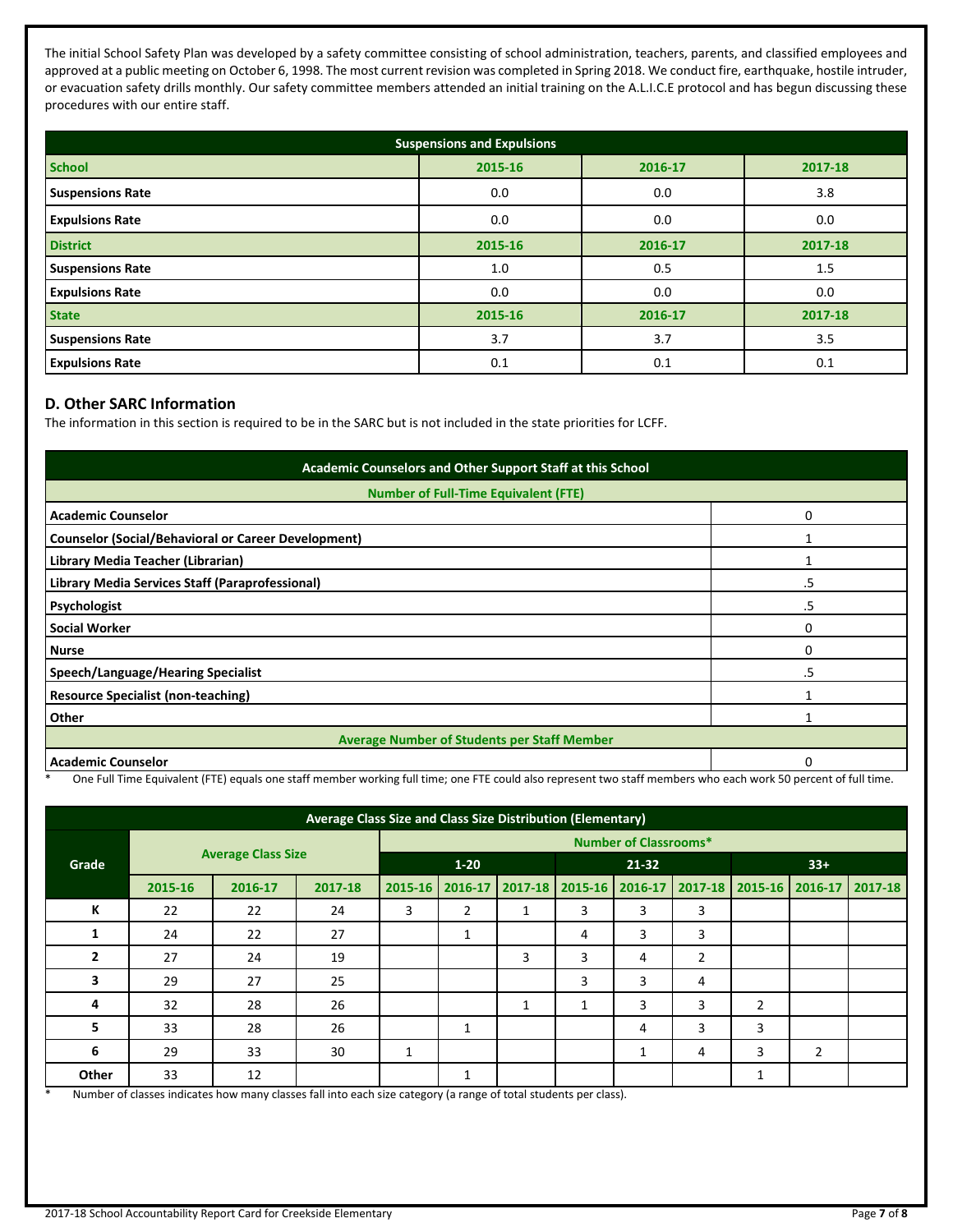The initial School Safety Plan was developed by a safety committee consisting of school administration, teachers, parents, and classified employees and approved at a public meeting on October 6, 1998. The most current revision was completed in Spring 2018. We conduct fire, earthquake, hostile intruder, or evacuation safety drills monthly. Our safety committee members attended an initial training on the A.L.I.C.E protocol and has begun discussing these procedures with our entire staff.

| Suspensions and Expulsions | | | |
|---|---|---|---|
| **School** | **2015-16** | **2016-17** | **2017-18** |
| **Suspensions Rate** | 0.0 | 0.0 | 3.8 |
| **Expulsions Rate** | 0.0 | 0.0 | 0.0 |
| **District** | **2015-16** | **2016-17** | **2017-18** |
| **Suspensions Rate** | 1.0 | 0.5 | 1.5 |
| **Expulsions Rate** | 0.0 | 0.0 | 0.0 |
| **State** | **2015-16** | **2016-17** | **2017-18** |
| **Suspensions Rate** | 3.7 | 3.7 | 3.5 |
| **Expulsions Rate** | 0.1 | 0.1 | 0.1 |

## D. Other SARC Information

The information in this section is required to be in the SARC but is not included in the state priorities for LCFF.

| Academic Counselors and Other Support Staff at this School | |
|---|---|
| **Number of Full-Time Equivalent (FTE)** | |
| **Academic Counselor** | 0 |
| **Counselor (Social/Behavioral or Career Development)** | 1 |
| **Library Media Teacher (Librarian)** | 1 |
| **Library Media Services Staff (Paraprofessional)** | .5 |
| **Psychologist** | .5 |
| **Social Worker** | 0 |
| **Nurse** | 0 |
| **Speech/Language/Hearing Specialist** | .5 |
| **Resource Specialist (non-teaching)** | 1 |
| **Other** | 1 |
| **Average Number of Students per Staff Member** | |
| **Academic Counselor** | 0 |

\* One Full Time Equivalent (FTE) equals one staff member working full time; one FTE could also represent two staff members who each work 50 percent of full time.

| Average Class Size and Class Size Distribution (Elementary) | | | | | | | | | | | | |
|---|---|---|---|---|---|---|---|---|---|---|---|---|
| **Grade** | **Average Class Size** | | | **Number of Classrooms*** | | | | | | | | |
| | | | | **1-20** | | | **21-32** | | | **33+** | | |
| | **2015-16** | **2016-17** | **2017-18** | **2015-16** | **2016-17** | **2017-18** | **2015-16** | **2016-17** | **2017-18** | **2015-16** | **2016-17** | **2017-18** |
| **K** | 22 | 22 | 24 | 3 | 2 | 1 | 3 | 3 | 3 | | | |
| **1** | 24 | 22 | 27 | | 1 | | 4 | 3 | 3 | | | |
| **2** | 27 | 24 | 19 | | | 3 | 3 | 4 | 2 | | | |
| **3** | 29 | 27 | 25 | | | | 3 | 3 | 4 | | | |
| **4** | 32 | 28 | 26 | | | 1 | 1 | 3 | 3 | 2 | | |
| **5** | 33 | 28 | 26 | | 1 | | | 4 | 3 | 3 | | |
| **6** | 29 | 33 | 30 | 1 | | | | 1 | 4 | 3 | 2 | |
| **Other** | 33 | 12 | | | 1 | | | | | 1 | | |

\* Number of classes indicates how many classes fall into each size category (a range of total students per class).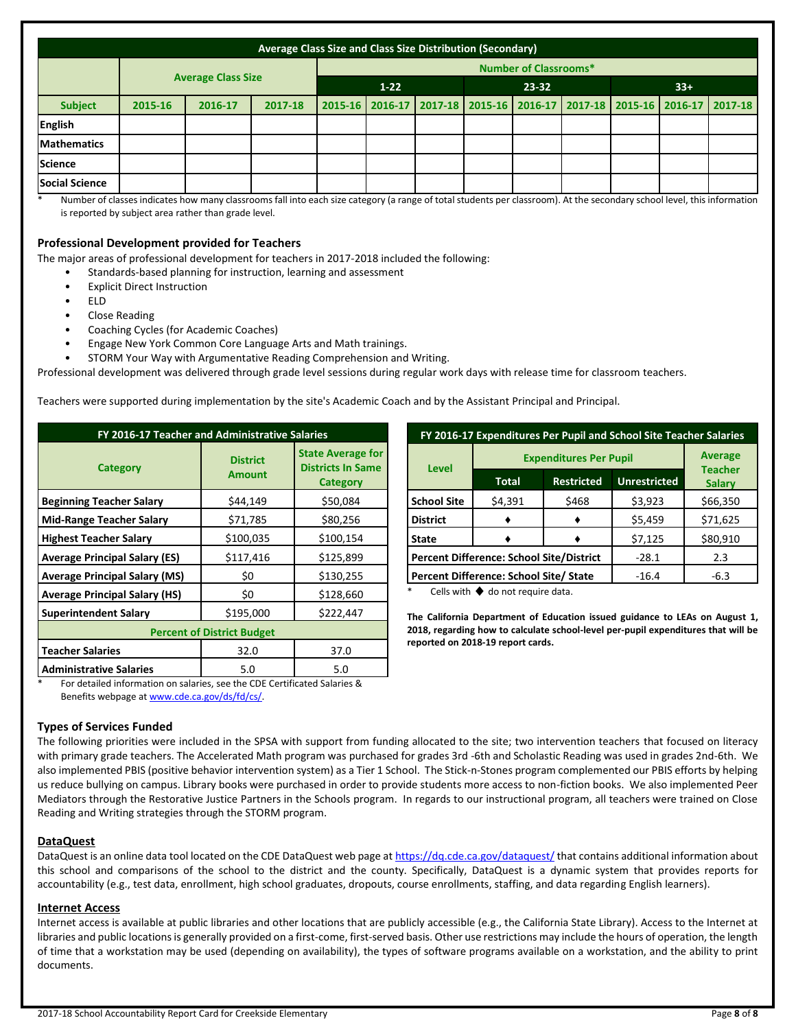| Average Class Size and Class Size Distribution (Secondary) | | | | | | | | | | | | |
|---|---|---|---|---|---|---|---|---|---|---|---|---|
| | Average Class Size | | | Number of Classrooms* | | | | | | | | |
| | | | | 1-22 | | | 23-32 | | | 33+ | | |
| Subject | 2015-16 | 2016-17 | 2017-18 | 2015-16 | 2016-17 | 2017-18 | 2015-16 | 2016-17 | 2017-18 | 2015-16 | 2016-17 | 2017-18 |
| English | | | | | | | | | | | | |
| Mathematics | | | | | | | | | | | | |
| Science | | | | | | | | | | | | |
| Social Science | | | | | | | | | | | | |

\* Number of classes indicates how many classrooms fall into each size category (a range of total students per classroom). At the secondary school level, this information is reported by subject area rather than grade level.

### Professional Development provided for Teachers

The major areas of professional development for teachers in 2017-2018 included the following:

- Standards-based planning for instruction, learning and assessment
- Explicit Direct Instruction
- ELD
- Close Reading
- Coaching Cycles (for Academic Coaches)
- Engage New York Common Core Language Arts and Math trainings.
- STORM Your Way with Argumentative Reading Comprehension and Writing.

Professional development was delivered through grade level sessions during regular work days with release time for classroom teachers.

Teachers were supported during implementation by the site's Academic Coach and by the Assistant Principal and Principal.

| FY 2016-17 Teacher and Administrative Salaries | | |
|---|---|---|
| Category | District Amount | State Average for Districts In Same Category |
| Beginning Teacher Salary | $44,149 | $50,084 |
| Mid-Range Teacher Salary | $71,785 | $80,256 |
| Highest Teacher Salary | $100,035 | $100,154 |
| Average Principal Salary (ES) | $117,416 | $125,899 |
| Average Principal Salary (MS) | $0 | $130,255 |
| Average Principal Salary (HS) | $0 | $128,660 |
| Superintendent Salary | $195,000 | $222,447 |
| Percent of District Budget | | |
| Teacher Salaries | 32.0 | 37.0 |
| Administrative Salaries | 5.0 | 5.0 |

\* For detailed information on salaries, see the CDE Certificated Salaries & Benefits webpage at www.cde.ca.gov/ds/fd/cs/.

| FY 2016-17 Expenditures Per Pupil and School Site Teacher Salaries | | | | |
|---|---|---|---|---|
| Level | Expenditures Per Pupil | | | Average Teacher Salary |
| | Total | Restricted | Unrestricted | |
| School Site | $4,391 | $468 | $3,923 | $66,350 |
| District | ♦ | ♦ | $5,459 | $71,625 |
| State | ♦ | ♦ | $7,125 | $80,910 |
| Percent Difference: School Site/District | | | -28.1 | 2.3 |
| Percent Difference: School Site/ State | | | -16.4 | -6.3 |

\* Cells with ♦ do not require data.

**The California Department of Education issued guidance to LEAs on August 1, 2018, regarding how to calculate school-level per-pupil expenditures that will be reported on 2018-19 report cards.**

### Types of Services Funded

The following priorities were included in the SPSA with support from funding allocated to the site; two intervention teachers that focused on literacy with primary grade teachers. The Accelerated Math program was purchased for grades 3rd -6th and Scholastic Reading was used in grades 2nd-6th. We also implemented PBIS (positive behavior intervention system) as a Tier 1 School. The Stick-n-Stones program complemented our PBIS efforts by helping us reduce bullying on campus. Library books were purchased in order to provide students more access to non-fiction books. We also implemented Peer Mediators through the Restorative Justice Partners in the Schools program. In regards to our instructional program, all teachers were trained on Close Reading and Writing strategies through the STORM program.

### DataQuest

DataQuest is an online data tool located on the CDE DataQuest web page at https://dq.cde.ca.gov/dataquest/ that contains additional information about this school and comparisons of the school to the district and the county. Specifically, DataQuest is a dynamic system that provides reports for accountability (e.g., test data, enrollment, high school graduates, dropouts, course enrollments, staffing, and data regarding English learners).

### Internet Access

Internet access is available at public libraries and other locations that are publicly accessible (e.g., the California State Library). Access to the Internet at libraries and public locations is generally provided on a first-come, first-served basis. Other use restrictions may include the hours of operation, the length of time that a workstation may be used (depending on availability), the types of software programs available on a workstation, and the ability to print documents.